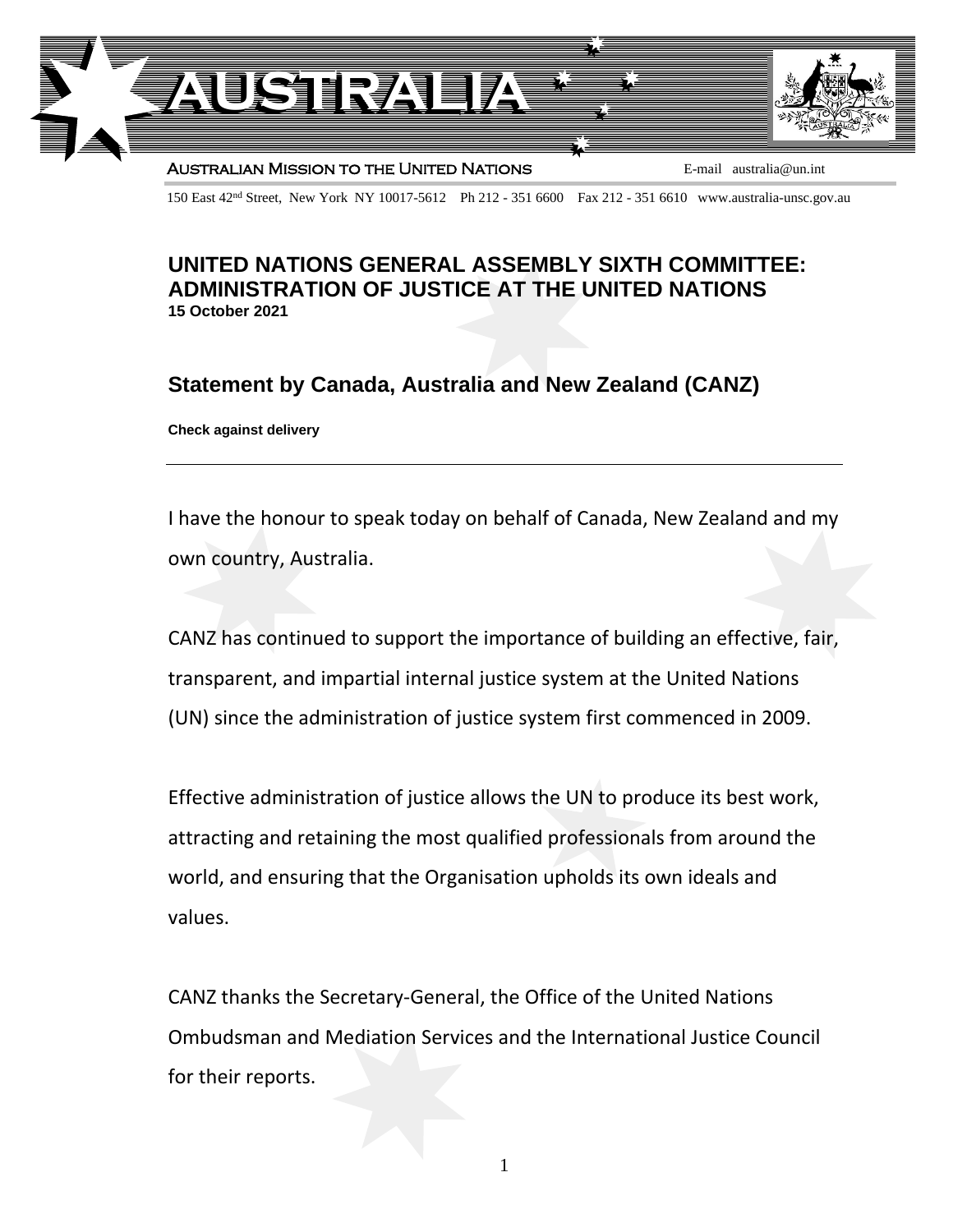AUSTRALIA

AUSTRALIAN MISSION TO THE UNITED NATIONS

E-mail australia@un.int

150 East 42nd Street, New York NY 10017-5612 Ph 212 - 351 6600 Fax 212 - 351 6610 www.australia-unsc.gov.au

## UNITED NATIONS GENERAL ASSEMBLY SIXTH COMMITTEE: ADMINISTRATION OF JUSTICE AT THE UNITED NATIONS

**15 October 2021**

## Statement by Canada, Australia and New Zealand (CANZ)

**Check against delivery**

---

I have the honour to speak today on behalf of Canada, New Zealand and my own country, Australia.

CANZ has continued to support the importance of building an effective, fair, transparent, and impartial internal justice system at the United Nations (UN) since the administration of justice system first commenced in 2009.

Effective administration of justice allows the UN to produce its best work, attracting and retaining the most qualified professionals from around the world, and ensuring that the Organisation upholds its own ideals and values.

CANZ thanks the Secretary-General, the Office of the United Nations Ombudsman and Mediation Services and the International Justice Council for their reports.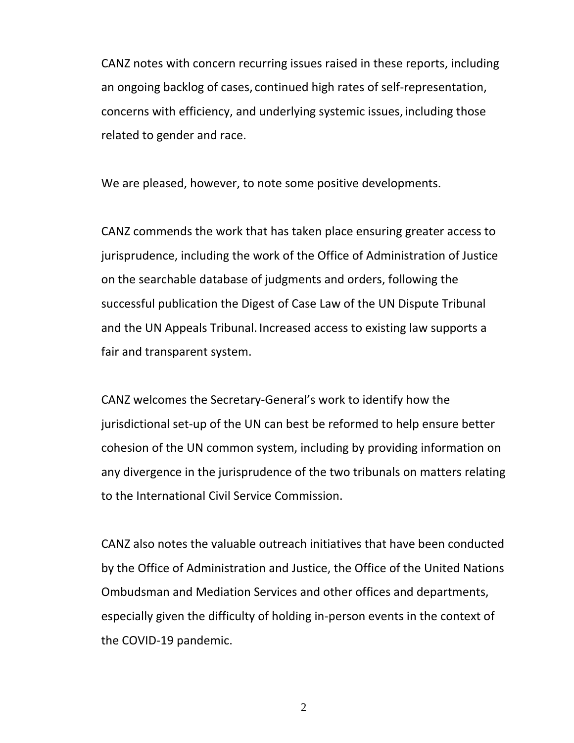CANZ notes with concern recurring issues raised in these reports, including an ongoing backlog of cases, continued high rates of self-representation, concerns with efficiency, and underlying systemic issues, including those related to gender and race.

We are pleased, however, to note some positive developments.

CANZ commends the work that has taken place ensuring greater access to jurisprudence, including the work of the Office of Administration of Justice on the searchable database of judgments and orders, following the successful publication the Digest of Case Law of the UN Dispute Tribunal and the UN Appeals Tribunal. Increased access to existing law supports a fair and transparent system.

CANZ welcomes the Secretary-General's work to identify how the jurisdictional set-up of the UN can best be reformed to help ensure better cohesion of the UN common system, including by providing information on any divergence in the jurisprudence of the two tribunals on matters relating to the International Civil Service Commission.

CANZ also notes the valuable outreach initiatives that have been conducted by the Office of Administration and Justice, the Office of the United Nations Ombudsman and Mediation Services and other offices and departments, especially given the difficulty of holding in-person events in the context of the COVID-19 pandemic.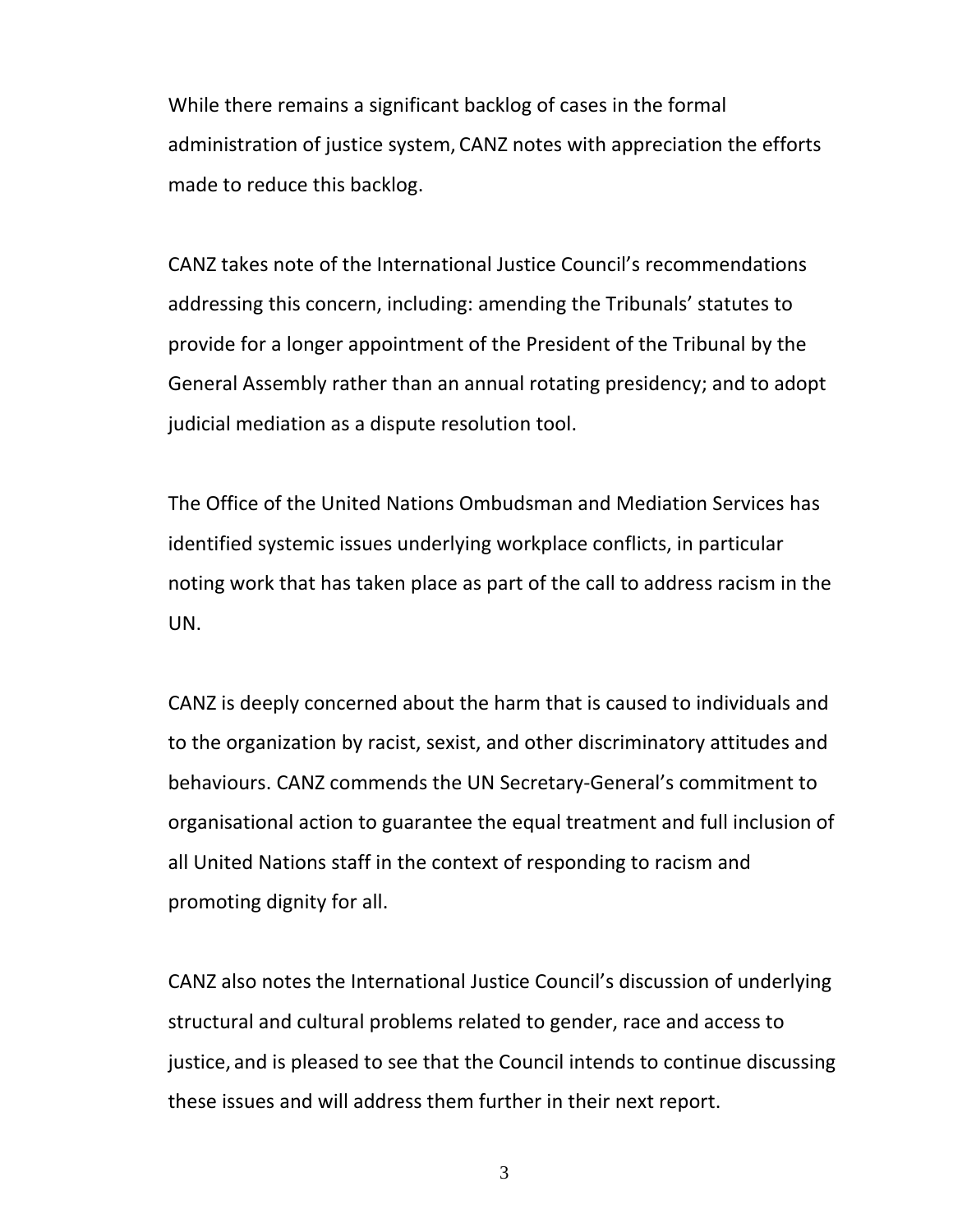While there remains a significant backlog of cases in the formal administration of justice system, CANZ notes with appreciation the efforts made to reduce this backlog.

CANZ takes note of the International Justice Council's recommendations addressing this concern, including: amending the Tribunals' statutes to provide for a longer appointment of the President of the Tribunal by the General Assembly rather than an annual rotating presidency; and to adopt judicial mediation as a dispute resolution tool.

The Office of the United Nations Ombudsman and Mediation Services has identified systemic issues underlying workplace conflicts, in particular noting work that has taken place as part of the call to address racism in the UN.

CANZ is deeply concerned about the harm that is caused to individuals and to the organization by racist, sexist, and other discriminatory attitudes and behaviours. CANZ commends the UN Secretary-General's commitment to organisational action to guarantee the equal treatment and full inclusion of all United Nations staff in the context of responding to racism and promoting dignity for all.

CANZ also notes the International Justice Council's discussion of underlying structural and cultural problems related to gender, race and access to justice, and is pleased to see that the Council intends to continue discussing these issues and will address them further in their next report.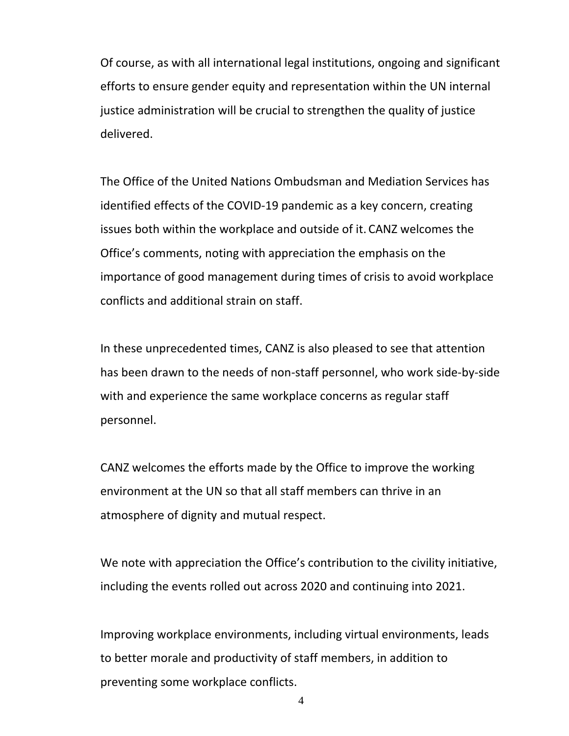Of course, as with all international legal institutions, ongoing and significant efforts to ensure gender equity and representation within the UN internal justice administration will be crucial to strengthen the quality of justice delivered.

The Office of the United Nations Ombudsman and Mediation Services has identified effects of the COVID-19 pandemic as a key concern, creating issues both within the workplace and outside of it. CANZ welcomes the Office's comments, noting with appreciation the emphasis on the importance of good management during times of crisis to avoid workplace conflicts and additional strain on staff.

In these unprecedented times, CANZ is also pleased to see that attention has been drawn to the needs of non-staff personnel, who work side-by-side with and experience the same workplace concerns as regular staff personnel.

CANZ welcomes the efforts made by the Office to improve the working environment at the UN so that all staff members can thrive in an atmosphere of dignity and mutual respect.

We note with appreciation the Office's contribution to the civility initiative, including the events rolled out across 2020 and continuing into 2021.

Improving workplace environments, including virtual environments, leads to better morale and productivity of staff members, in addition to preventing some workplace conflicts.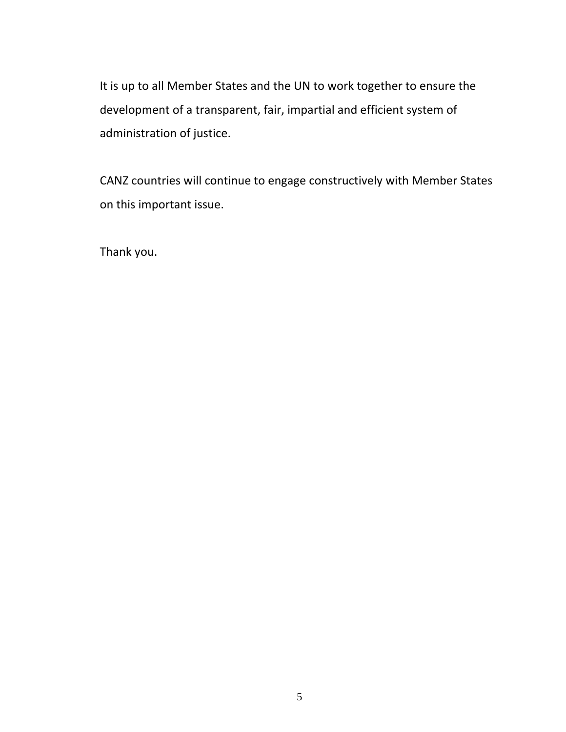It is up to all Member States and the UN to work together to ensure the development of a transparent, fair, impartial and efficient system of administration of justice.

CANZ countries will continue to engage constructively with Member States on this important issue.

Thank you.